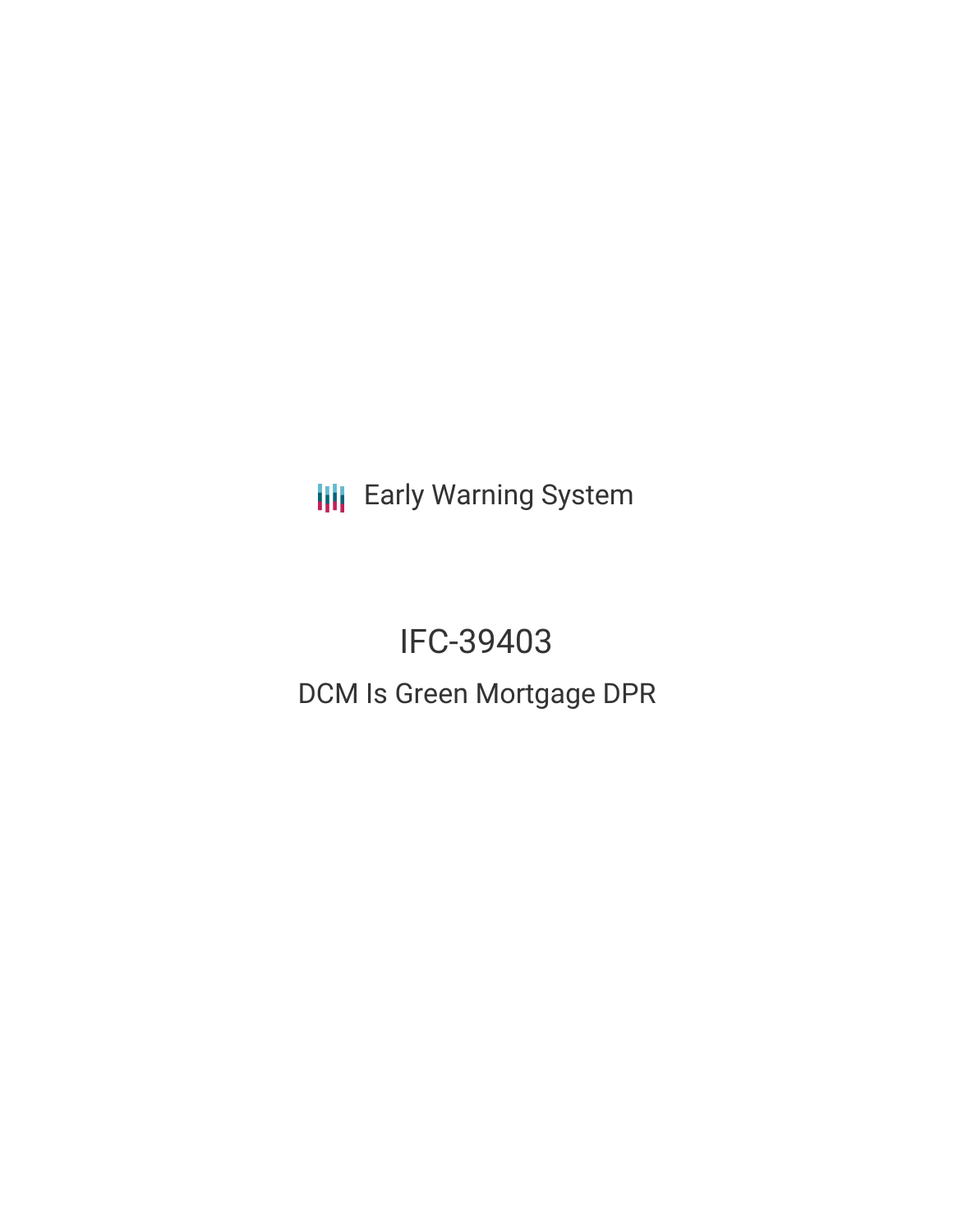Early Warning System

# IFC-39403

## DCM Is Green Mortgage DPR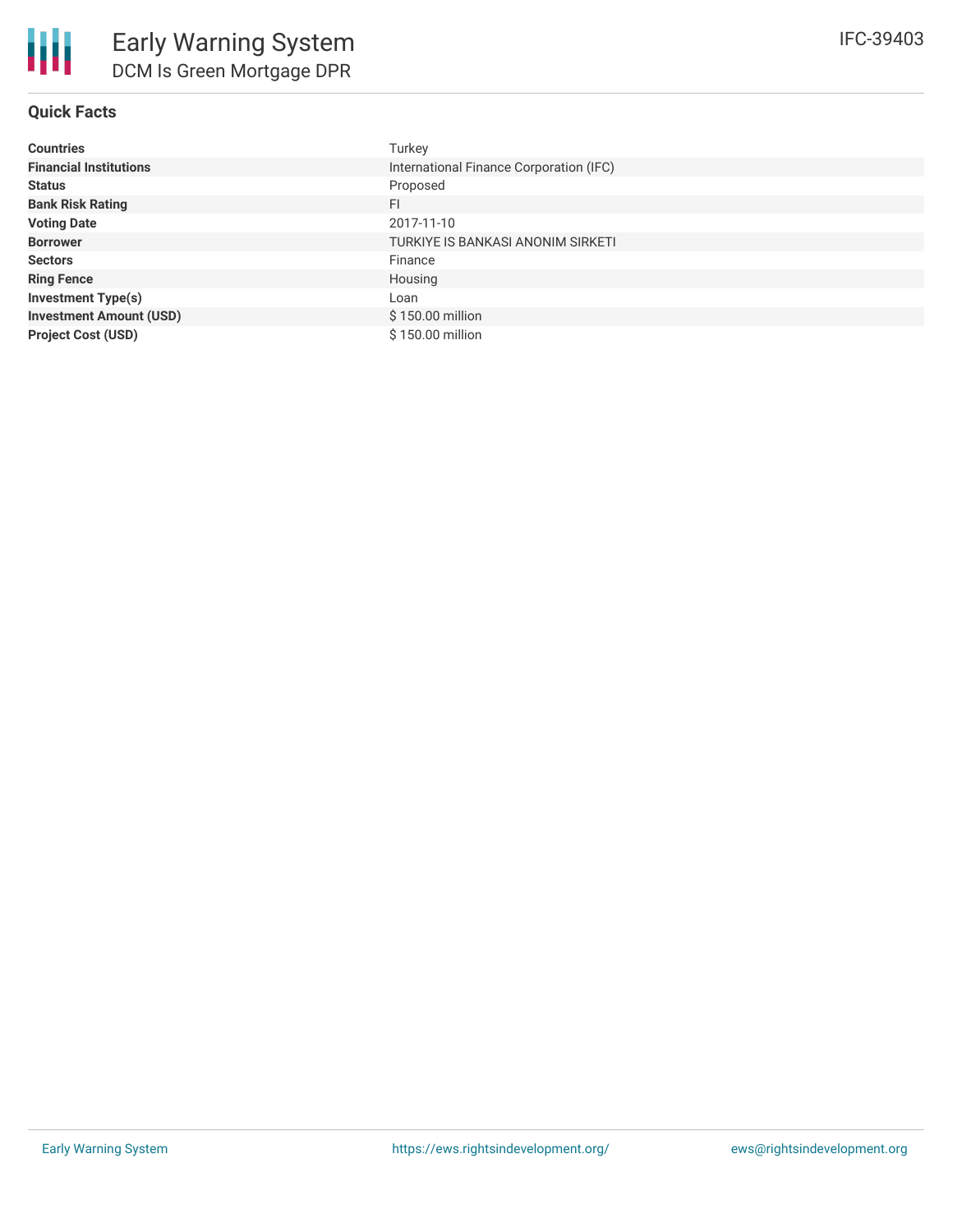# Early Warning System

## DCM Is Green Mortgage DPR

IFC-39403

### Quick Facts

| | |
|---|---|
| **Countries** | Turkey |
| **Financial Institutions** | International Finance Corporation (IFC) |
| **Status** | Proposed |
| **Bank Risk Rating** | FI |
| **Voting Date** | 2017-11-10 |
| **Borrower** | TURKIYE IS BANKASI ANONIM SIRKETI |
| **Sectors** | Finance |
| **Ring Fence** | Housing |
| **Investment Type(s)** | Loan |
| **Investment Amount (USD)** | $ 150.00 million |
| **Project Cost (USD)** | $ 150.00 million |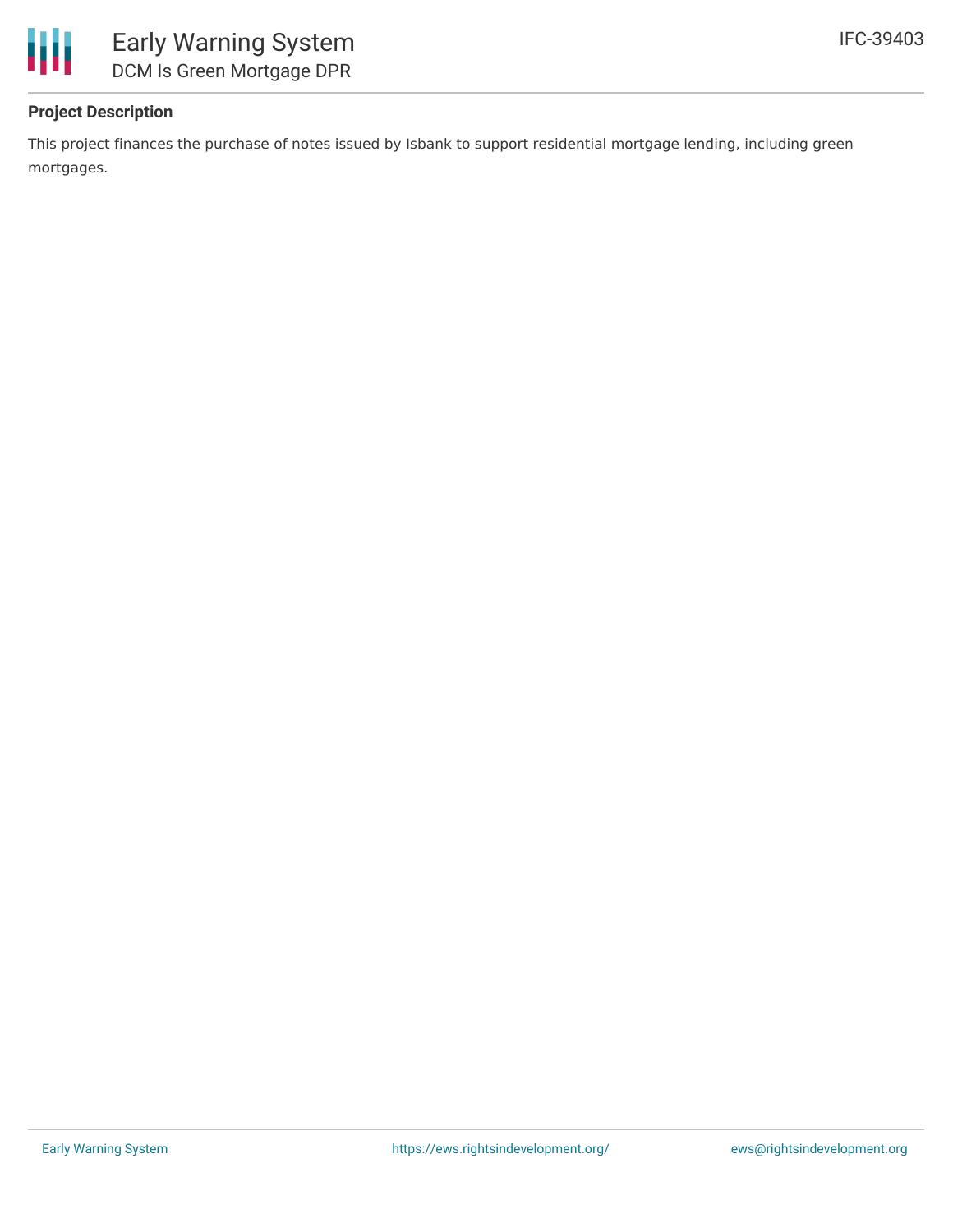## Project Description

This project finances the purchase of notes issued by Isbank to support residential mortgage lending, including green mortgages.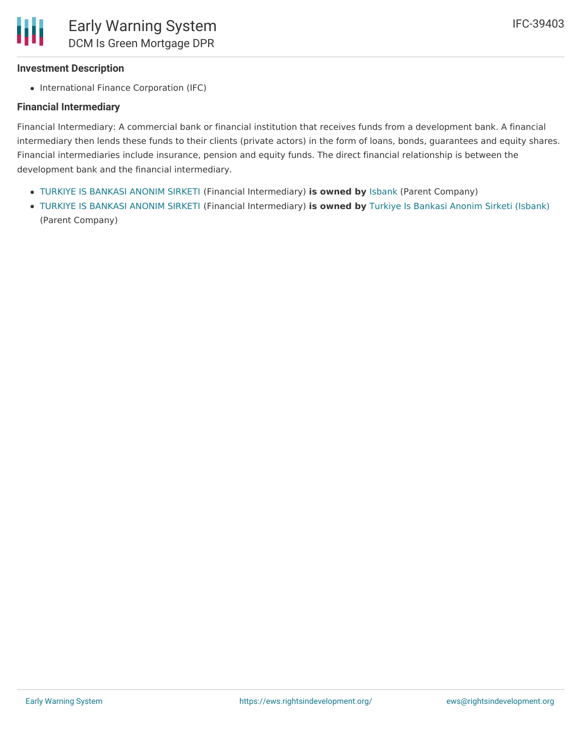### Investment Description

- International Finance Corporation (IFC)

### Financial Intermediary

Financial Intermediary: A commercial bank or financial institution that receives funds from a development bank. A financial intermediary then lends these funds to their clients (private actors) in the form of loans, bonds, guarantees and equity shares. Financial intermediaries include insurance, pension and equity funds. The direct financial relationship is between the development bank and the financial intermediary.

- TURKIYE IS BANKASI ANONIM SIRKETI (Financial Intermediary) **is owned by** Isbank (Parent Company)
- TURKIYE IS BANKASI ANONIM SIRKETI (Financial Intermediary) **is owned by** Turkiye Is Bankasi Anonim Sirketi (Isbank) (Parent Company)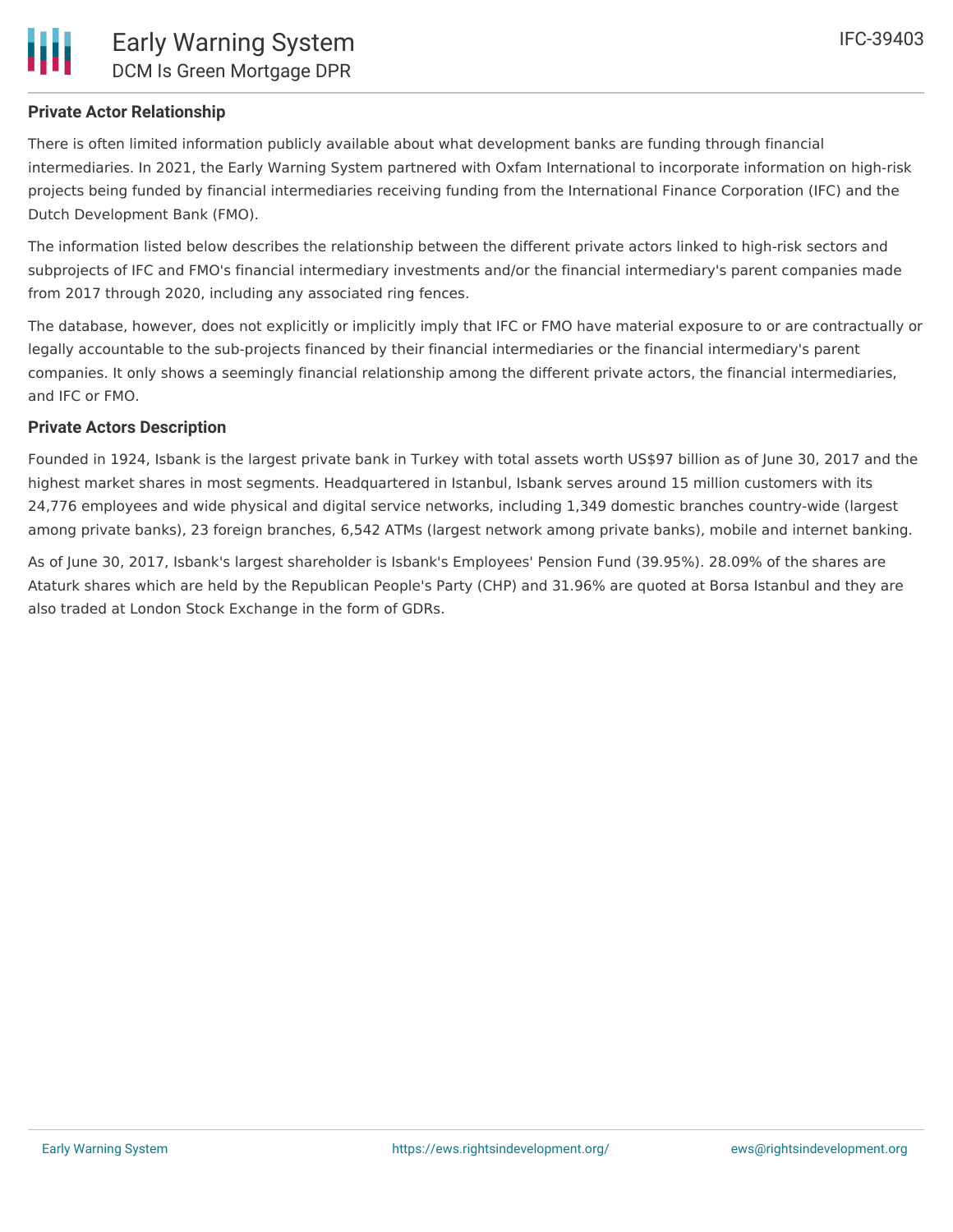### Private Actor Relationship

There is often limited information publicly available about what development banks are funding through financial intermediaries. In 2021, the Early Warning System partnered with Oxfam International to incorporate information on high-risk projects being funded by financial intermediaries receiving funding from the International Finance Corporation (IFC) and the Dutch Development Bank (FMO).

The information listed below describes the relationship between the different private actors linked to high-risk sectors and subprojects of IFC and FMO's financial intermediary investments and/or the financial intermediary's parent companies made from 2017 through 2020, including any associated ring fences.

The database, however, does not explicitly or implicitly imply that IFC or FMO have material exposure to or are contractually or legally accountable to the sub-projects financed by their financial intermediaries or the financial intermediary's parent companies. It only shows a seemingly financial relationship among the different private actors, the financial intermediaries, and IFC or FMO.

### Private Actors Description

Founded in 1924, Isbank is the largest private bank in Turkey with total assets worth US$97 billion as of June 30, 2017 and the highest market shares in most segments. Headquartered in Istanbul, Isbank serves around 15 million customers with its 24,776 employees and wide physical and digital service networks, including 1,349 domestic branches country-wide (largest among private banks), 23 foreign branches, 6,542 ATMs (largest network among private banks), mobile and internet banking.

As of June 30, 2017, Isbank's largest shareholder is Isbank's Employees' Pension Fund (39.95%). 28.09% of the shares are Ataturk shares which are held by the Republican People's Party (CHP) and 31.96% are quoted at Borsa Istanbul and they are also traded at London Stock Exchange in the form of GDRs.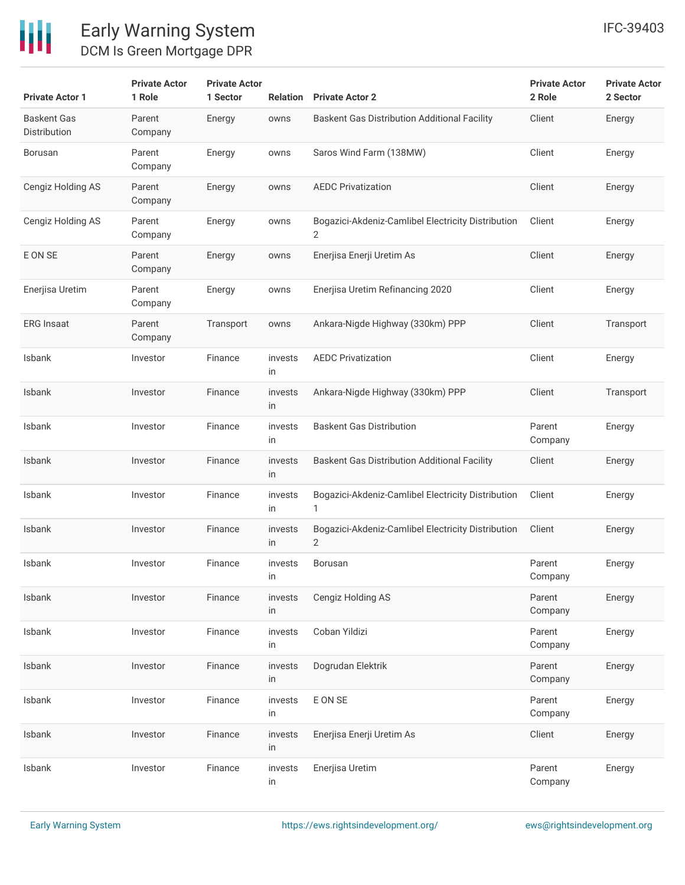| Private Actor 1 | Private Actor 1 Role | Private Actor 1 Sector | Relation | Private Actor 2 | Private Actor 2 Role | Private Actor 2 Sector |
|---|---|---|---|---|---|---|
| Baskent Gas Distribution | Parent Company | Energy | owns | Baskent Gas Distribution Additional Facility | Client | Energy |
| Borusan | Parent Company | Energy | owns | Saros Wind Farm (138MW) | Client | Energy |
| Cengiz Holding AS | Parent Company | Energy | owns | AEDC Privatization | Client | Energy |
| Cengiz Holding AS | Parent Company | Energy | owns | Bogazici-Akdeniz-Camlibel Electricity Distribution 2 | Client | Energy |
| E ON SE | Parent Company | Energy | owns | Enerjisa Enerji Uretim As | Client | Energy |
| Enerjisa Uretim | Parent Company | Energy | owns | Enerjisa Uretim Refinancing 2020 | Client | Energy |
| ERG Insaat | Parent Company | Transport | owns | Ankara-Nigde Highway (330km) PPP | Client | Transport |
| Isbank | Investor | Finance | invests in | AEDC Privatization | Client | Energy |
| Isbank | Investor | Finance | invests in | Ankara-Nigde Highway (330km) PPP | Client | Transport |
| Isbank | Investor | Finance | invests in | Baskent Gas Distribution | Parent Company | Energy |
| Isbank | Investor | Finance | invests in | Baskent Gas Distribution Additional Facility | Client | Energy |
| Isbank | Investor | Finance | invests in | Bogazici-Akdeniz-Camlibel Electricity Distribution 1 | Client | Energy |
| Isbank | Investor | Finance | invests in | Bogazici-Akdeniz-Camlibel Electricity Distribution 2 | Client | Energy |
| Isbank | Investor | Finance | invests in | Borusan | Parent Company | Energy |
| Isbank | Investor | Finance | invests in | Cengiz Holding AS | Parent Company | Energy |
| Isbank | Investor | Finance | invests in | Coban Yildizi | Parent Company | Energy |
| Isbank | Investor | Finance | invests in | Dogrudan Elektrik | Parent Company | Energy |
| Isbank | Investor | Finance | invests in | E ON SE | Parent Company | Energy |
| Isbank | Investor | Finance | invests in | Enerjisa Enerji Uretim As | Client | Energy |
| Isbank | Investor | Finance | invests in | Enerjisa Uretim | Parent Company | Energy |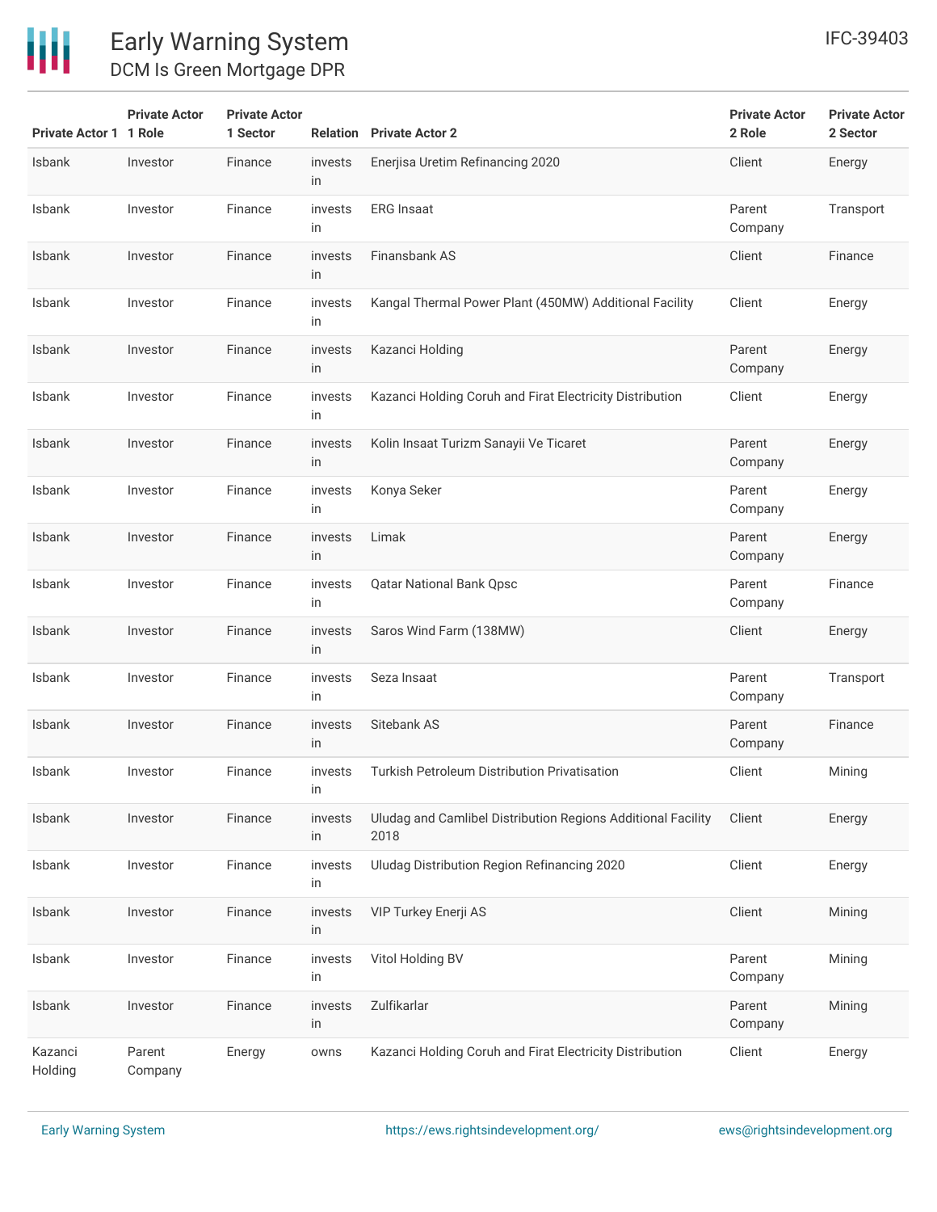| Private Actor 1 | Private Actor 1 Role | Private Actor 1 Sector | Relation | Private Actor 2 | Private Actor 2 Role | Private Actor 2 Sector |
|---|---|---|---|---|---|---|
| Isbank | Investor | Finance | invests in | Enerjisa Uretim Refinancing 2020 | Client | Energy |
| Isbank | Investor | Finance | invests in | ERG Insaat | Parent Company | Transport |
| Isbank | Investor | Finance | invests in | Finansbank AS | Client | Finance |
| Isbank | Investor | Finance | invests in | Kangal Thermal Power Plant (450MW) Additional Facility | Client | Energy |
| Isbank | Investor | Finance | invests in | Kazanci Holding | Parent Company | Energy |
| Isbank | Investor | Finance | invests in | Kazanci Holding Coruh and Firat Electricity Distribution | Client | Energy |
| Isbank | Investor | Finance | invests in | Kolin Insaat Turizm Sanayii Ve Ticaret | Parent Company | Energy |
| Isbank | Investor | Finance | invests in | Konya Seker | Parent Company | Energy |
| Isbank | Investor | Finance | invests in | Limak | Parent Company | Energy |
| Isbank | Investor | Finance | invests in | Qatar National Bank Qpsc | Parent Company | Finance |
| Isbank | Investor | Finance | invests in | Saros Wind Farm (138MW) | Client | Energy |
| Isbank | Investor | Finance | invests in | Seza Insaat | Parent Company | Transport |
| Isbank | Investor | Finance | invests in | Sitebank AS | Parent Company | Finance |
| Isbank | Investor | Finance | invests in | Turkish Petroleum Distribution Privatisation | Client | Mining |
| Isbank | Investor | Finance | invests in | Uludag and Camlibel Distribution Regions Additional Facility 2018 | Client | Energy |
| Isbank | Investor | Finance | invests in | Uludag Distribution Region Refinancing 2020 | Client | Energy |
| Isbank | Investor | Finance | invests in | VIP Turkey Enerji AS | Client | Mining |
| Isbank | Investor | Finance | invests in | Vitol Holding BV | Parent Company | Mining |
| Isbank | Investor | Finance | invests in | Zulfikarlar | Parent Company | Mining |
| Kazanci Holding | Parent Company | Energy | owns | Kazanci Holding Coruh and Firat Electricity Distribution | Client | Energy |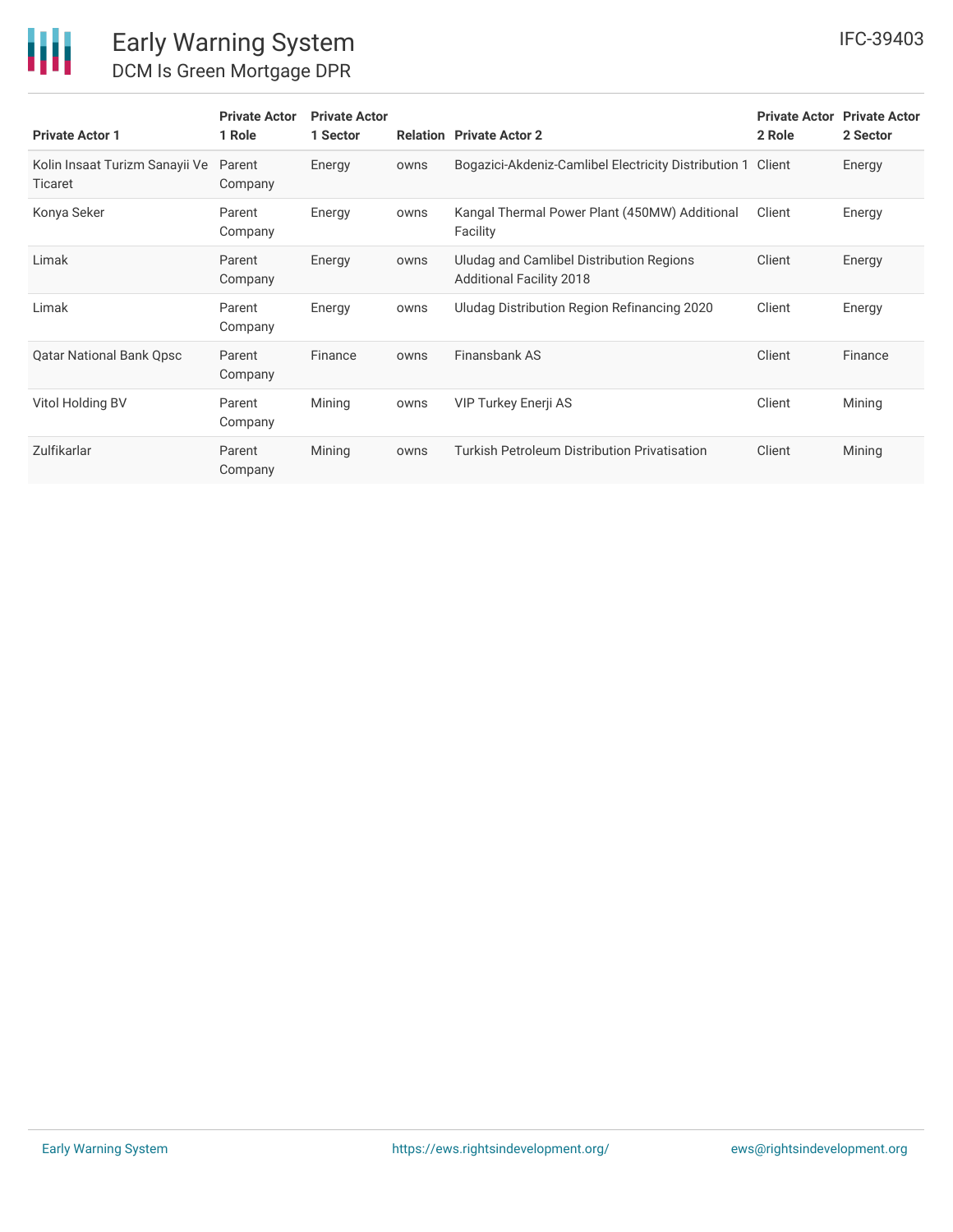| Private Actor 1 | Private Actor 1 Role | Private Actor 1 Sector | Relation | Private Actor 2 | Private Actor 2 Role | Private Actor 2 Sector |
|---|---|---|---|---|---|---|
| Kolin Insaat Turizm Sanayii Ve Ticaret | Parent Company | Energy | owns | Bogazici-Akdeniz-Camlibel Electricity Distribution 1 | Client | Energy |
| Konya Seker | Parent Company | Energy | owns | Kangal Thermal Power Plant (450MW) Additional Facility | Client | Energy |
| Limak | Parent Company | Energy | owns | Uludag and Camlibel Distribution Regions Additional Facility 2018 | Client | Energy |
| Limak | Parent Company | Energy | owns | Uludag Distribution Region Refinancing 2020 | Client | Energy |
| Qatar National Bank Qpsc | Parent Company | Finance | owns | Finansbank AS | Client | Finance |
| Vitol Holding BV | Parent Company | Mining | owns | VIP Turkey Enerji AS | Client | Mining |
| Zulfikarlar | Parent Company | Mining | owns | Turkish Petroleum Distribution Privatisation | Client | Mining |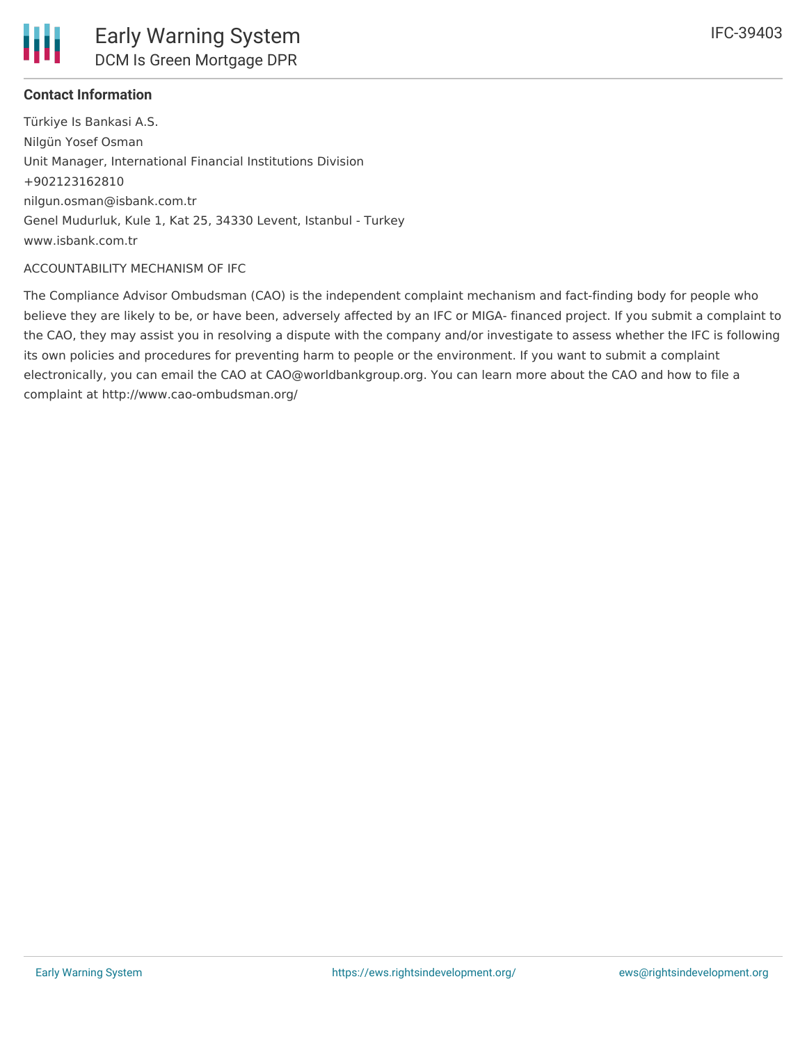### Contact Information

Türkiye Is Bankasi A.S.
Nilgün Yosef Osman
Unit Manager, International Financial Institutions Division
+902123162810
nilgun.osman@isbank.com.tr
Genel Mudurluk, Kule 1, Kat 25, 34330 Levent, Istanbul - Turkey
www.isbank.com.tr

ACCOUNTABILITY MECHANISM OF IFC

The Compliance Advisor Ombudsman (CAO) is the independent complaint mechanism and fact-finding body for people who believe they are likely to be, or have been, adversely affected by an IFC or MIGA- financed project. If you submit a complaint to the CAO, they may assist you in resolving a dispute with the company and/or investigate to assess whether the IFC is following its own policies and procedures for preventing harm to people or the environment. If you want to submit a complaint electronically, you can email the CAO at CAO@worldbankgroup.org. You can learn more about the CAO and how to file a complaint at http://www.cao-ombudsman.org/